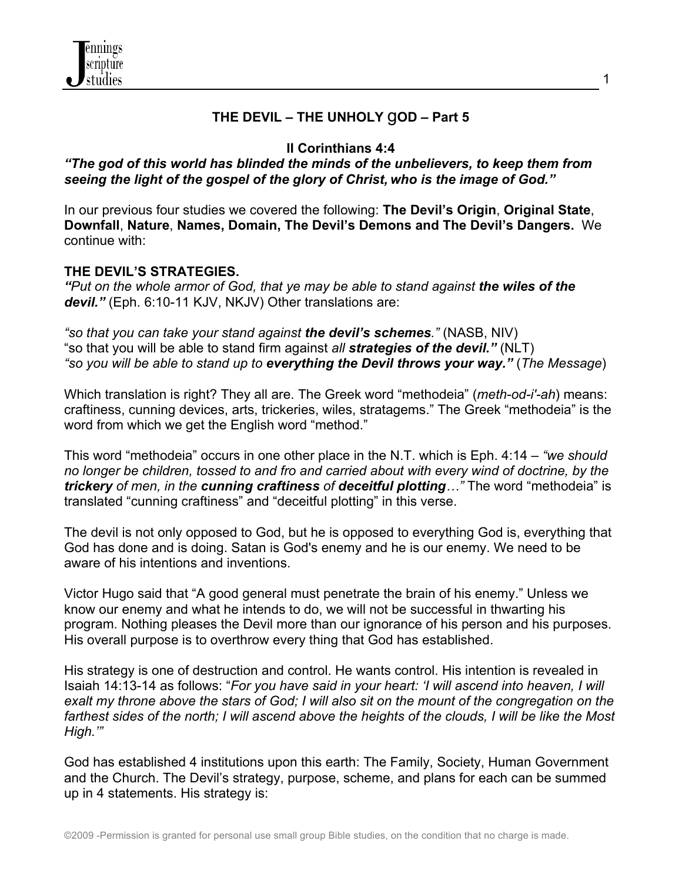## THE DEVIL – THE UNHOLY gOD – Part 5

**II Corinthians 4:4**

***"The god of this world has blinded the minds of the unbelievers, to keep them from seeing the light of the gospel of the glory of Christ, who is the image of God."***

In our previous four studies we covered the following: **The Devil's Origin**, **Original State**, **Downfall**, **Nature**, **Names, Domain, The Devil's Demons and The Devil's Dangers.** We continue with:

### THE DEVIL'S STRATEGIES.

***"****Put on the whole armor of God, that ye may be able to stand against* ***the wiles of the devil."*** (Eph. 6:10-11 KJV, NKJV) Other translations are:

*"so that you can take your stand against* ***the devil's schemes****."* (NASB, NIV)
"so that you will be able to stand firm against *all* ***strategies of the devil."*** (NLT)
*"so you will be able to stand up to* ***everything the Devil throws your way."*** (*The Message*)

Which translation is right? They all are. The Greek word "methodeia" (*meth-od-i'-ah*) means: craftiness, cunning devices, arts, trickeries, wiles, stratagems." The Greek "methodeia" is the word from which we get the English word "method."

This word "methodeia" occurs in one other place in the N.T. which is Eph. 4:14 – *"we should no longer be children, tossed to and fro and carried about with every wind of doctrine, by the* ***trickery*** *of men, in the* ***cunning craftiness*** *of* ***deceitful plotting****…"* The word "methodeia" is translated "cunning craftiness" and "deceitful plotting" in this verse.

The devil is not only opposed to God, but he is opposed to everything God is, everything that God has done and is doing. Satan is God's enemy and he is our enemy. We need to be aware of his intentions and inventions.

Victor Hugo said that "A good general must penetrate the brain of his enemy." Unless we know our enemy and what he intends to do, we will not be successful in thwarting his program. Nothing pleases the Devil more than our ignorance of his person and his purposes. His overall purpose is to overthrow every thing that God has established.

His strategy is one of destruction and control. He wants control. His intention is revealed in Isaiah 14:13-14 as follows: "*For you have said in your heart: 'I will ascend into heaven, I will exalt my throne above the stars of God; I will also sit on the mount of the congregation on the farthest sides of the north; I will ascend above the heights of the clouds, I will be like the Most High.'"*

God has established 4 institutions upon this earth: The Family, Society, Human Government and the Church. The Devil's strategy, purpose, scheme, and plans for each can be summed up in 4 statements. His strategy is: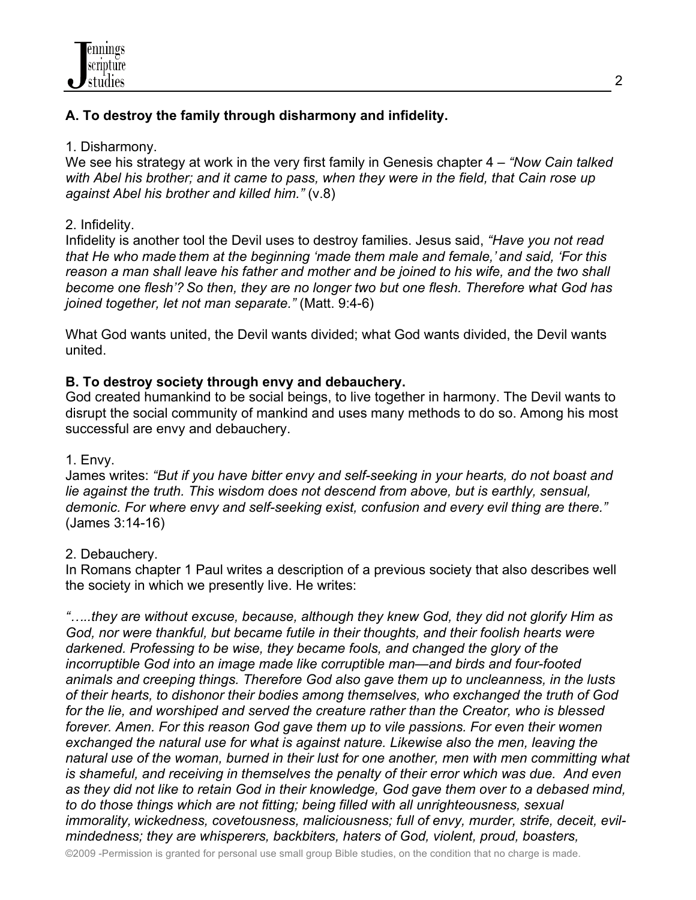**A. To destroy the family through disharmony and infidelity.**

1. Disharmony.
We see his strategy at work in the very first family in Genesis chapter 4 – *"Now Cain talked with Abel his brother; and it came to pass, when they were in the field, that Cain rose up against Abel his brother and killed him."* (v.8)

2. Infidelity.
Infidelity is another tool the Devil uses to destroy families. Jesus said, *"Have you not read that He who made them at the beginning 'made them male and female,' and said, 'For this reason a man shall leave his father and mother and be joined to his wife, and the two shall become one flesh'? So then, they are no longer two but one flesh. Therefore what God has joined together, let not man separate."* (Matt. 9:4-6)

What God wants united, the Devil wants divided; what God wants divided, the Devil wants united.

**B. To destroy society through envy and debauchery.**
God created humankind to be social beings, to live together in harmony. The Devil wants to disrupt the social community of mankind and uses many methods to do so. Among his most successful are envy and debauchery.

1. Envy.
James writes: *"But if you have bitter envy and self-seeking in your hearts, do not boast and lie against the truth. This wisdom does not descend from above, but is earthly, sensual, demonic. For where envy and self-seeking exist, confusion and every evil thing are there."* (James 3:14-16)

2. Debauchery.
In Romans chapter 1 Paul writes a description of a previous society that also describes well the society in which we presently live. He writes:

*"…..they are without excuse, because, although they knew God, they did not glorify Him as God, nor were thankful, but became futile in their thoughts, and their foolish hearts were darkened. Professing to be wise, they became fools, and changed the glory of the incorruptible God into an image made like corruptible man—and birds and four-footed animals and creeping things. Therefore God also gave them up to uncleanness, in the lusts of their hearts, to dishonor their bodies among themselves, who exchanged the truth of God for the lie, and worshiped and served the creature rather than the Creator, who is blessed forever. Amen. For this reason God gave them up to vile passions. For even their women exchanged the natural use for what is against nature. Likewise also the men, leaving the natural use of the woman, burned in their lust for one another, men with men committing what is shameful, and receiving in themselves the penalty of their error which was due. And even as they did not like to retain God in their knowledge, God gave them over to a debased mind, to do those things which are not fitting; being filled with all unrighteousness, sexual immorality, wickedness, covetousness, maliciousness; full of envy, murder, strife, deceit, evil-mindedness; they are whisperers, backbiters, haters of God, violent, proud, boasters,*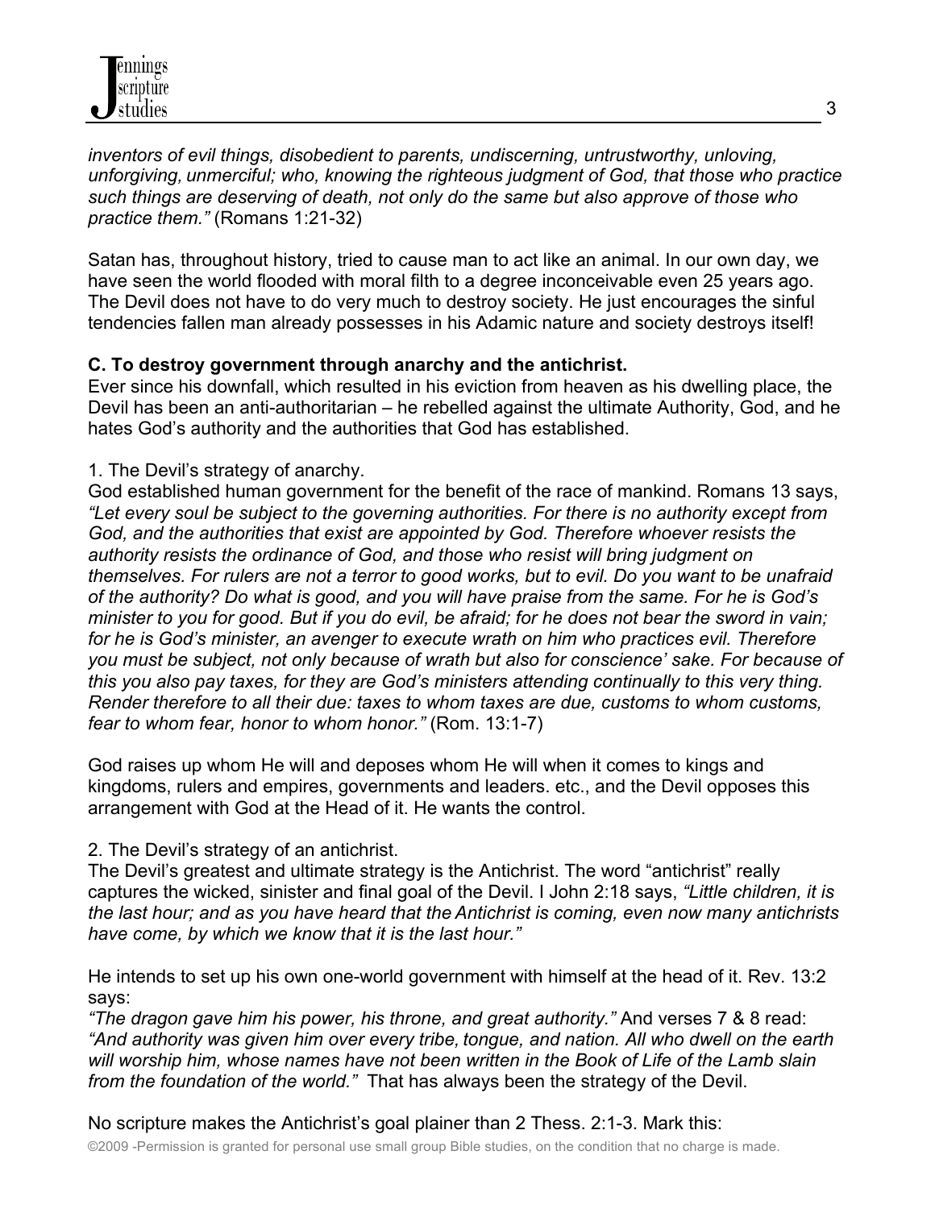*inventors of evil things, disobedient to parents, undiscerning, untrustworthy, unloving, unforgiving, unmerciful; who, knowing the righteous judgment of God, that those who practice such things are deserving of death, not only do the same but also approve of those who practice them."* (Romans 1:21-32)

Satan has, throughout history, tried to cause man to act like an animal. In our own day, we have seen the world flooded with moral filth to a degree inconceivable even 25 years ago. The Devil does not have to do very much to destroy society. He just encourages the sinful tendencies fallen man already possesses in his Adamic nature and society destroys itself!

**C. To destroy government through anarchy and the antichrist.**

Ever since his downfall, which resulted in his eviction from heaven as his dwelling place, the Devil has been an anti-authoritarian – he rebelled against the ultimate Authority, God, and he hates God's authority and the authorities that God has established.

1. The Devil's strategy of anarchy.

God established human government for the benefit of the race of mankind. Romans 13 says, *"Let every soul be subject to the governing authorities. For there is no authority except from God, and the authorities that exist are appointed by God. Therefore whoever resists the authority resists the ordinance of God, and those who resist will bring judgment on themselves. For rulers are not a terror to good works, but to evil. Do you want to be unafraid of the authority? Do what is good, and you will have praise from the same. For he is God's minister to you for good. But if you do evil, be afraid; for he does not bear the sword in vain; for he is God's minister, an avenger to execute wrath on him who practices evil. Therefore you must be subject, not only because of wrath but also for conscience' sake. For because of this you also pay taxes, for they are God's ministers attending continually to this very thing. Render therefore to all their due: taxes to whom taxes are due, customs to whom customs, fear to whom fear, honor to whom honor."* (Rom. 13:1-7)

God raises up whom He will and deposes whom He will when it comes to kings and kingdoms, rulers and empires, governments and leaders. etc., and the Devil opposes this arrangement with God at the Head of it. He wants the control.

2. The Devil's strategy of an antichrist.

The Devil's greatest and ultimate strategy is the Antichrist. The word "antichrist" really captures the wicked, sinister and final goal of the Devil. I John 2:18 says, *"Little children, it is the last hour; and as you have heard that the Antichrist is coming, even now many antichrists have come, by which we know that it is the last hour."*

He intends to set up his own one-world government with himself at the head of it. Rev. 13:2 says:

*"The dragon gave him his power, his throne, and great authority."* And verses 7 & 8 read: *"And authority was given him over every tribe, tongue, and nation. All who dwell on the earth will worship him, whose names have not been written in the Book of Life of the Lamb slain from the foundation of the world."* That has always been the strategy of the Devil.

No scripture makes the Antichrist's goal plainer than 2 Thess. 2:1-3. Mark this: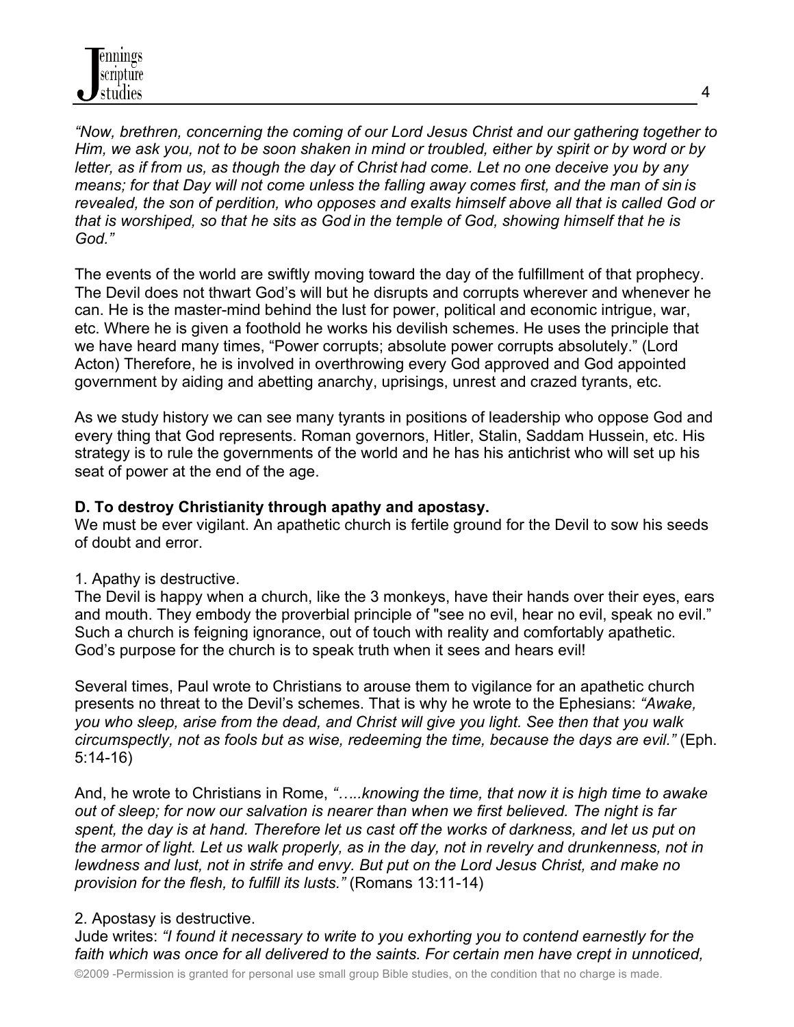*"Now, brethren, concerning the coming of our Lord Jesus Christ and our gathering together to Him, we ask you, not to be soon shaken in mind or troubled, either by spirit or by word or by letter, as if from us, as though the day of Christ had come. Let no one deceive you by any means; for that Day will not come unless the falling away comes first, and the man of sin is revealed, the son of perdition, who opposes and exalts himself above all that is called God or that is worshiped, so that he sits as God in the temple of God, showing himself that he is God."*

The events of the world are swiftly moving toward the day of the fulfillment of that prophecy. The Devil does not thwart God's will but he disrupts and corrupts wherever and whenever he can. He is the master-mind behind the lust for power, political and economic intrigue, war, etc. Where he is given a foothold he works his devilish schemes. He uses the principle that we have heard many times, "Power corrupts; absolute power corrupts absolutely." (Lord Acton) Therefore, he is involved in overthrowing every God approved and God appointed government by aiding and abetting anarchy, uprisings, unrest and crazed tyrants, etc.

As we study history we can see many tyrants in positions of leadership who oppose God and every thing that God represents. Roman governors, Hitler, Stalin, Saddam Hussein, etc. His strategy is to rule the governments of the world and he has his antichrist who will set up his seat of power at the end of the age.

**D. To destroy Christianity through apathy and apostasy.**

We must be ever vigilant. An apathetic church is fertile ground for the Devil to sow his seeds of doubt and error.

1. Apathy is destructive.

The Devil is happy when a church, like the 3 monkeys, have their hands over their eyes, ears and mouth. They embody the proverbial principle of "see no evil, hear no evil, speak no evil." Such a church is feigning ignorance, out of touch with reality and comfortably apathetic. God's purpose for the church is to speak truth when it sees and hears evil!

Several times, Paul wrote to Christians to arouse them to vigilance for an apathetic church presents no threat to the Devil's schemes. That is why he wrote to the Ephesians: *"Awake, you who sleep, arise from the dead, and Christ will give you light. See then that you walk circumspectly, not as fools but as wise, redeeming the time, because the days are evil."* (Eph. 5:14-16)

And, he wrote to Christians in Rome, *"…..knowing the time, that now it is high time to awake out of sleep; for now our salvation is nearer than when we first believed. The night is far spent, the day is at hand. Therefore let us cast off the works of darkness, and let us put on the armor of light. Let us walk properly, as in the day, not in revelry and drunkenness, not in lewdness and lust, not in strife and envy. But put on the Lord Jesus Christ, and make no provision for the flesh, to fulfill its lusts."* (Romans 13:11-14)

2. Apostasy is destructive.

Jude writes: *"I found it necessary to write to you exhorting you to contend earnestly for the faith which was once for all delivered to the saints. For certain men have crept in unnoticed,*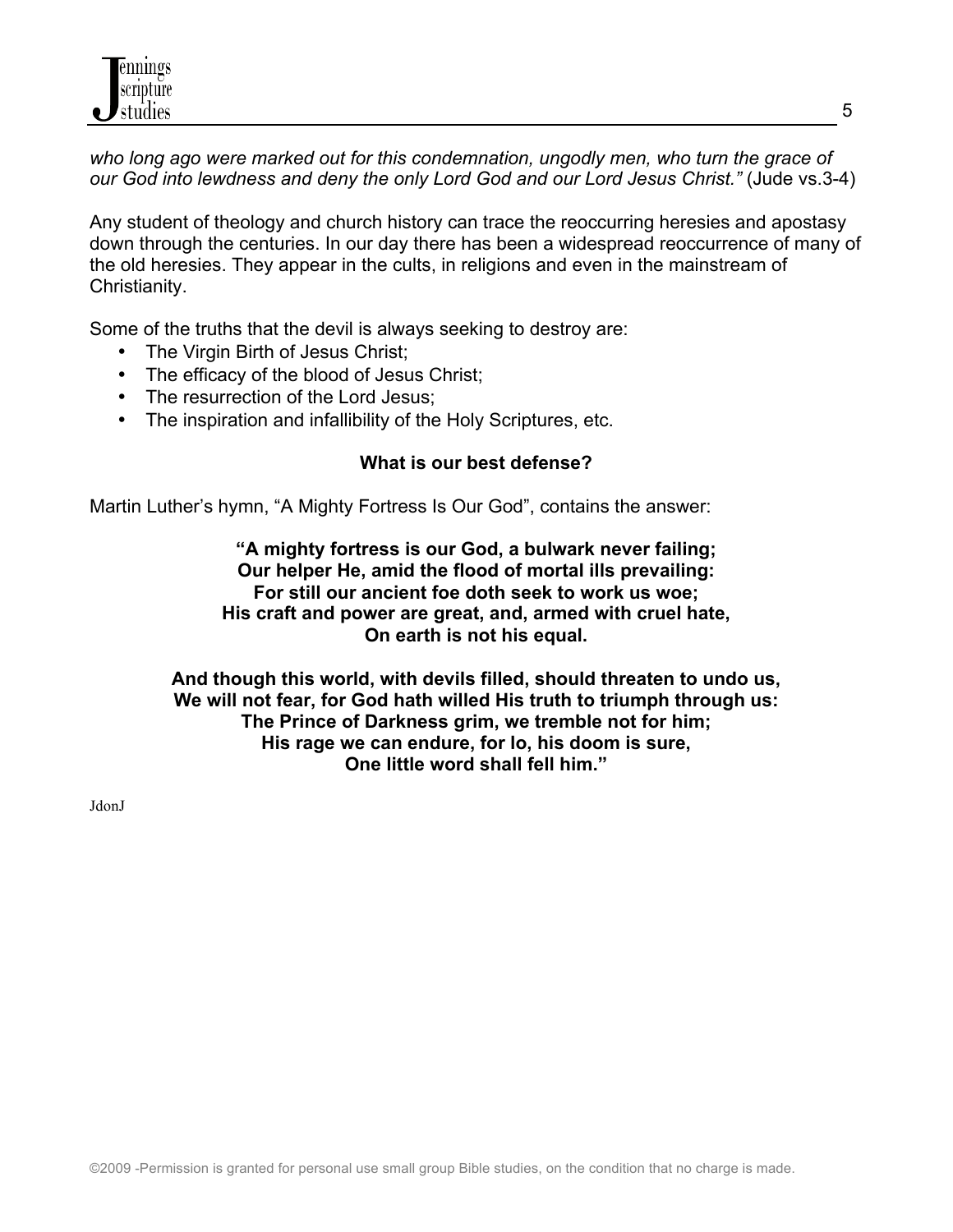*who long ago were marked out for this condemnation, ungodly men, who turn the grace of our God into lewdness and deny the only Lord God and our Lord Jesus Christ."* (Jude vs.3-4)

Any student of theology and church history can trace the reoccurring heresies and apostasy down through the centuries. In our day there has been a widespread reoccurrence of many of the old heresies. They appear in the cults, in religions and even in the mainstream of Christianity.

Some of the truths that the devil is always seeking to destroy are:

- The Virgin Birth of Jesus Christ;
- The efficacy of the blood of Jesus Christ;
- The resurrection of the Lord Jesus;
- The inspiration and infallibility of the Holy Scriptures, etc.

**What is our best defense?**

Martin Luther's hymn, "A Mighty Fortress Is Our God", contains the answer:

**"A mighty fortress is our God, a bulwark never failing;
Our helper He, amid the flood of mortal ills prevailing:
For still our ancient foe doth seek to work us woe;
His craft and power are great, and, armed with cruel hate,
On earth is not his equal.**

**And though this world, with devils filled, should threaten to undo us,
We will not fear, for God hath willed His truth to triumph through us:
The Prince of Darkness grim, we tremble not for him;
His rage we can endure, for lo, his doom is sure,
One little word shall fell him."**

JdonJ

©2009 -Permission is granted for personal use small group Bible studies, on the condition that no charge is made.